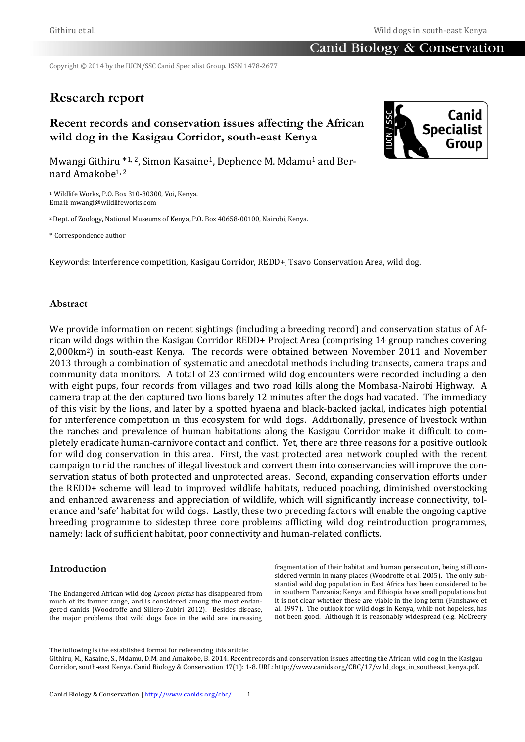Copyright © 2014 by the IUCN/SSC Canid Specialist Group. ISSN 1478-2677

# Research report

## Recent records and conservation issues affecting the African wild dog in the Kasigau Corridor, south-east Kenya

Mwangi Githiru *[1,2], Simon Kasaine[1], Dephence M. Mdamu[1] and Bernard Amakobe[1,2]

[1] Wildlife Works, P.O. Box 310-80300, Voi, Kenya.
Email: mwangi@wildlifeworks.com

[2] Dept. of Zoology, National Museums of Kenya, P.O. Box 40658-00100, Nairobi, Kenya.

\* Correspondence author

Keywords: Interference competition, Kasigau Corridor, REDD+, Tsavo Conservation Area, wild dog.

### Abstract

We provide information on recent sightings (including a breeding record) and conservation status of African wild dogs within the Kasigau Corridor REDD+ Project Area (comprising 14 group ranches covering 2,000km$^2$) in south-east Kenya. The records were obtained between November 2011 and November 2013 through a combination of systematic and anecdotal methods including transects, camera traps and community data monitors. A total of 23 confirmed wild dog encounters were recorded including a den with eight pups, four records from villages and two road kills along the Mombasa-Nairobi Highway. A camera trap at the den captured two lions barely 12 minutes after the dogs had vacated. The immediacy of this visit by the lions, and later by a spotted hyaena and black-backed jackal, indicates high potential for interference competition in this ecosystem for wild dogs. Additionally, presence of livestock within the ranches and prevalence of human habitations along the Kasigau Corridor make it difficult to completely eradicate human-carnivore contact and conflict. Yet, there are three reasons for a positive outlook for wild dog conservation in this area. First, the vast protected area network coupled with the recent campaign to rid the ranches of illegal livestock and convert them into conservancies will improve the conservation status of both protected and unprotected areas. Second, expanding conservation efforts under the REDD+ scheme will lead to improved wildlife habitats, reduced poaching, diminished overstocking and enhanced awareness and appreciation of wildlife, which will significantly increase connectivity, tolerance and 'safe' habitat for wild dogs. Lastly, these two preceding factors will enable the ongoing captive breeding programme to sidestep three core problems afflicting wild dog reintroduction programmes, namely: lack of sufficient habitat, poor connectivity and human-related conflicts.

### Introduction

The Endangered African wild dog *Lycaon pictus* has disappeared from much of its former range, and is considered among the most endangered canids (Woodroffe and Sillero-Zubiri 2012). Besides disease, the major problems that wild dogs face in the wild are increasing fragmentation of their habitat and human persecution, being still considered vermin in many places (Woodroffe et al. 2005). The only substantial wild dog population in East Africa has been considered to be in southern Tanzania; Kenya and Ethiopia have small populations but it is not clear whether these are viable in the long term (Fanshawe et al. 1997). The outlook for wild dogs in Kenya, while not hopeless, has not been good. Although it is reasonably widespread (e.g. McCreery

The following is the established format for referencing this article:
Githiru, M., Kasaine, S., Mdamu, D.M. and Amakobe, B. 2014. Recent records and conservation issues affecting the African wild dog in the Kasigau Corridor, south-east Kenya. Canid Biology & Conservation 17(1): 1-8. URL: http://www.canids.org/CBC/17/wild_dogs_in_southeast_kenya.pdf.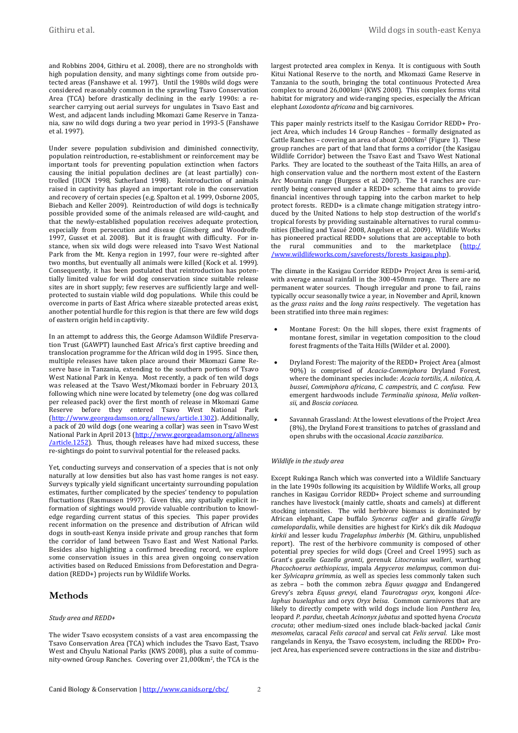and Robbins 2004, Githiru et al. 2008), there are no strongholds with high population density, and many sightings come from outside protected areas (Fanshawe et al. 1997). Until the 1980s wild dogs were considered reasonably common in the sprawling Tsavo Conservation Area (TCA) before drastically declining in the early 1990s: a researcher carrying out aerial surveys for ungulates in Tsavo East and West, and adjacent lands including Mkomazi Game Reserve in Tanzania, saw no wild dogs during a two year period in 1993-5 (Fanshawe et al. 1997).

Under severe population subdivision and diminished connectivity, population reintroduction, re-establishment or reinforcement may be important tools for preventing population extinction when factors causing the initial population declines are (at least partially) controlled (IUCN 1998, Sutherland 1998). Reintroduction of animals raised in captivity has played an important role in the conservation and recovery of certain species (e.g. Spalton et al. 1999, Osborne 2005, Biebach and Keller 2009). Reintroduction of wild dogs is technically possible provided some of the animals released are wild-caught, and that the newly-established population receives adequate protection, especially from persecution and disease (Ginsberg and Woodroffe 1997, Gusset et al. 2008). But it is fraught with difficulty. For instance, when six wild dogs were released into Tsavo West National Park from the Mt. Kenya region in 1997, four were re-sighted after two months, but eventually all animals were killed (Kock et al. 1999). Consequently, it has been postulated that reintroduction has potentially limited value for wild dog conservation since suitable release sites are in short supply; few reserves are sufficiently large and well-protected to sustain viable wild dog populations. While this could be overcome in parts of East Africa where sizeable protected areas exist, another potential hurdle for this region is that there are few wild dogs of eastern origin held in captivity.

In an attempt to address this, the George Adamson Wildlife Preservation Trust (GAWPT) launched East Africa's first captive breeding and translocation programme for the African wild dog in 1995. Since then, multiple releases have taken place around their Mkomazi Game Reserve base in Tanzania, extending to the southern portions of Tsavo West National Park in Kenya. Most recently, a pack of ten wild dogs was released at the Tsavo West/Mkomazi border in February 2013, following which nine were located by telemetry (one dog was collared per released pack) over the first month of release in Mkomazi Game Reserve before they entered Tsavo West National Park (http://www.georgeadamson.org/allnews/article.1302). Additionally, a pack of 20 wild dogs (one wearing a collar) was seen in Tsavo West National Park in April 2013 (http://www.georgeadamson.org/allnews/article.1252). Thus, though releases have had mixed success, these re-sightings do point to survival potential for the released packs.

Yet, conducting surveys and conservation of a species that is not only naturally at low densities but also has vast home ranges is not easy. Surveys typically yield significant uncertainty surrounding population estimates, further complicated by the species' tendency to population fluctuations (Rasmussen 1997). Given this, any spatially explicit information of sightings would provide valuable contribution to knowledge regarding current status of this species. This paper provides recent information on the presence and distribution of African wild dogs in south-east Kenya inside private and group ranches that form the corridor of land between Tsavo East and West National Parks. Besides also highlighting a confirmed breeding record, we explore some conservation issues in this area given ongoing conservation activities based on Reduced Emissions from Deforestation and Degradation (REDD+) projects run by Wildlife Works.

## Methods

### *Study area and REDD+*

The wider Tsavo ecosystem consists of a vast area encompassing the Tsavo Conservation Area (TCA) which includes the Tsavo East, Tsavo West and Chyulu National Parks (KWS 2008), plus a suite of community-owned Group Ranches. Covering over 21,000km$^2$, the TCA is the largest protected area complex in Kenya. It is contiguous with South Kitui National Reserve to the north, and Mkomazi Game Reserve in Tanzania to the south, bringing the total continuous Protected Area complex to around 26,000km$^2$ (KWS 2008). This complex forms vital habitat for migratory and wide-ranging species, especially the African elephant *Loxodonta africana* and big carnivores.

This paper mainly restricts itself to the Kasigau Corridor REDD+ Project Area, which includes 14 Group Ranches – formally designated as Cattle Ranches – covering an area of about 2,000km$^2$ (Figure 1). These group ranches are part of that land that forms a corridor (the Kasigau Wildlife Corridor) between the Tsavo East and Tsavo West National Parks. They are located to the southeast of the Taita Hills, an area of high conservation value and the northern most extent of the Eastern Arc Mountain range (Burgess et al. 2007). The 14 ranches are currently being conserved under a REDD+ scheme that aims to provide financial incentives through tapping into the carbon market to help protect forests. REDD+ is a climate change mitigation strategy introduced by the United Nations to help stop destruction of the world's tropical forests by providing sustainable alternatives to rural communities (Ebeling and Yasué 2008, Angelsen et al. 2009). Wildlife Works has pioneered practical REDD+ solutions that are acceptable to both the rural communities and to the marketplace (http://www.wildlifeworks.com/saveforests/forests_kasigau.php).

The climate in the Kasigau Corridor REDD+ Project Area is semi-arid, with average annual rainfall in the 300-450mm range. There are no permanent water sources. Though irregular and prone to fail, rains typically occur seasonally twice a year, in November and April, known as the *grass rains* and the *long rains* respectively. The vegetation has been stratified into three main regimes:

- Montane Forest: On the hill slopes, there exist fragments of montane forest, similar in vegetation composition to the cloud forest fragments of the Taita Hills (Wilder et al. 2000).
- Dryland Forest: The majority of the REDD+ Project Area (almost 90%) is comprised of *Acacia-Commiphora* Dryland Forest, where the dominant species include: *Acacia tortilis*, *A. nilotica*, *A. bussei*, *Commiphora africana*, *C. campestris*, and *C. confusa*. Few emergent hardwoods include *Terminalia spinosa*, *Melia volkensii*, and *Boscia coriacea.*
- Savannah Grassland: At the lowest elevations of the Project Area (8%), the Dryland Forest transitions to patches of grassland and open shrubs with the occasional *Acacia zanzibarica*.

### *Wildlife in the study area*

Except Rukinga Ranch which was converted into a Wildlife Sanctuary in the late 1990s following its acquisition by Wildlife Works, all group ranches in Kasigau Corridor REDD+ Project scheme and surrounding ranches have livestock (mainly cattle, shoats and camels) at different stocking intensities. The wild herbivore biomass is dominated by African elephant, Cape buffalo *Syncerus caffer* and giraffe *Giraffa camelopardalis*, while densities are highest for Kirk's dik dik *Madoqua kirkii* and lesser kudu *Tragelaphus imberbis* (M. Githiru, unpublished report). The rest of the herbivore community is composed of other potential prey species for wild dogs (Creel and Creel 1995) such as Grant's gazelle *Gazella granti*, gerenuk *Litocranius walleri*, warthog *Phacochoerus aethiopicus*, impala *Aepyceros melampus*, common duiker *Sylvicapra grimmia*, as well as species less commonly taken such as zebra – both the common zebra *Equus quagga* and Endangered Grevy's zebra *Equus grevyi*, eland *Taurotragus oryx,* kongoni *Alcelaphus buselaphus* and oryx *Oryx beisa*. Common carnivores that are likely to directly compete with wild dogs include lion *Panthera leo*, leopard *P. pardus*, cheetah *Acinonyx jubatus* and spotted hyena *Crocuta crocuta*; other medium-sized ones include black-backed jackal *Canis mesomelas*, caracal *Felis caracal* and serval cat *Felis serval*. Like most rangelands in Kenya, the Tsavo ecosystem, including the REDD+ Project Area, has experienced severe contractions in the size and distribu-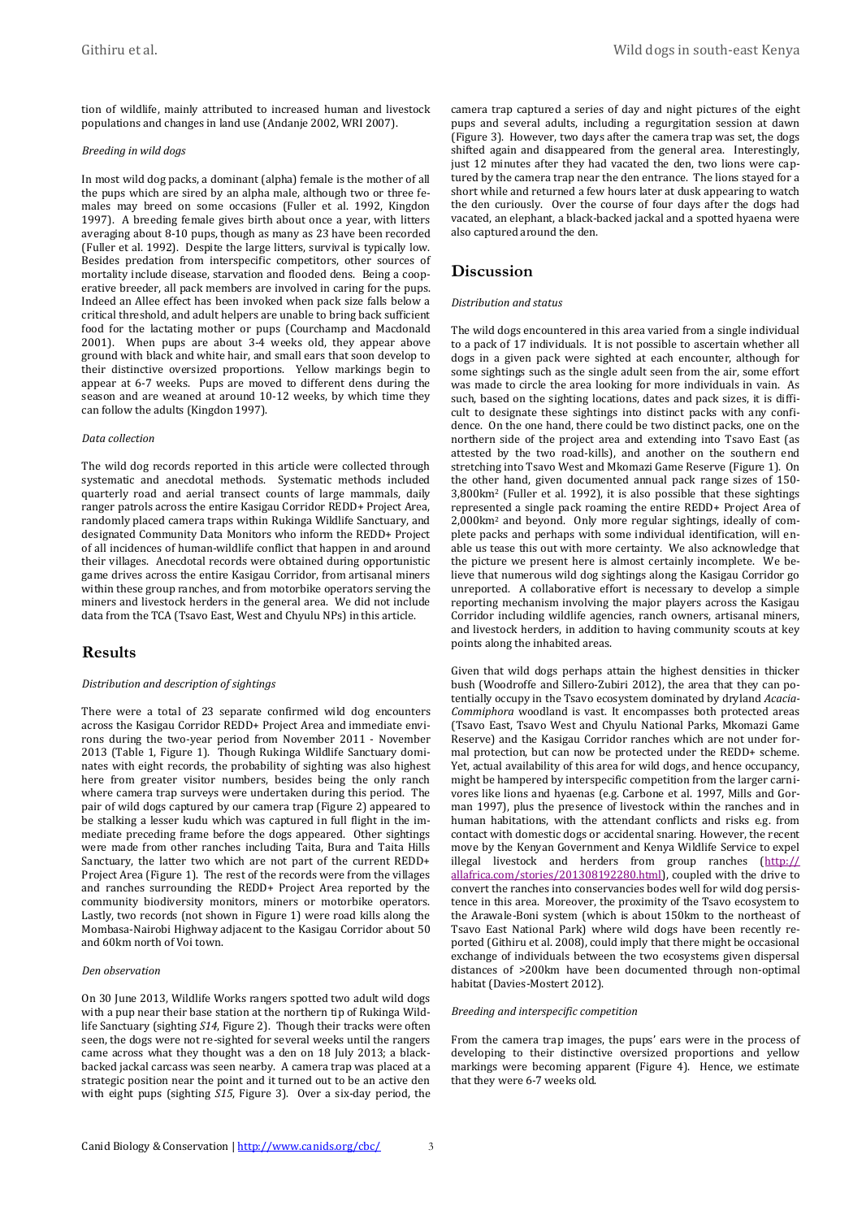tion of wildlife, mainly attributed to increased human and livestock populations and changes in land use (Andanje 2002, WRI 2007).

### *Breeding in wild dogs*

In most wild dog packs, a dominant (alpha) female is the mother of all the pups which are sired by an alpha male, although two or three females may breed on some occasions (Fuller et al. 1992, Kingdon 1997). A breeding female gives birth about once a year, with litters averaging about 8-10 pups, though as many as 23 have been recorded (Fuller et al. 1992). Despite the large litters, survival is typically low. Besides predation from interspecific competitors, other sources of mortality include disease, starvation and flooded dens. Being a cooperative breeder, all pack members are involved in caring for the pups. Indeed an Allee effect has been invoked when pack size falls below a critical threshold, and adult helpers are unable to bring back sufficient food for the lactating mother or pups (Courchamp and Macdonald 2001). When pups are about 3-4 weeks old, they appear above ground with black and white hair, and small ears that soon develop to their distinctive oversized proportions. Yellow markings begin to appear at 6-7 weeks. Pups are moved to different dens during the season and are weaned at around 10-12 weeks, by which time they can follow the adults (Kingdon 1997).

### *Data collection*

The wild dog records reported in this article were collected through systematic and anecdotal methods. Systematic methods included quarterly road and aerial transect counts of large mammals, daily ranger patrols across the entire Kasigau Corridor REDD+ Project Area, randomly placed camera traps within Rukinga Wildlife Sanctuary, and designated Community Data Monitors who inform the REDD+ Project of all incidences of human-wildlife conflict that happen in and around their villages. Anecdotal records were obtained during opportunistic game drives across the entire Kasigau Corridor, from artisanal miners within these group ranches, and from motorbike operators serving the miners and livestock herders in the general area. We did not include data from the TCA (Tsavo East, West and Chyulu NPs) in this article.

## Results

### *Distribution and description of sightings*

There were a total of 23 separate confirmed wild dog encounters across the Kasigau Corridor REDD+ Project Area and immediate environs during the two-year period from November 2011 - November 2013 (Table 1, Figure 1). Though Rukinga Wildlife Sanctuary dominates with eight records, the probability of sighting was also highest here from greater visitor numbers, besides being the only ranch where camera trap surveys were undertaken during this period. The pair of wild dogs captured by our camera trap (Figure 2) appeared to be stalking a lesser kudu which was captured in full flight in the immediate preceding frame before the dogs appeared. Other sightings were made from other ranches including Taita, Bura and Taita Hills Sanctuary, the latter two which are not part of the current REDD+ Project Area (Figure 1). The rest of the records were from the villages and ranches surrounding the REDD+ Project Area reported by the community biodiversity monitors, miners or motorbike operators. Lastly, two records (not shown in Figure 1) were road kills along the Mombasa-Nairobi Highway adjacent to the Kasigau Corridor about 50 and 60km north of Voi town.

### *Den observation*

On 30 June 2013, Wildlife Works rangers spotted two adult wild dogs with a pup near their base station at the northern tip of Rukinga Wildlife Sanctuary (sighting *S14*, Figure 2). Though their tracks were often seen, the dogs were not re-sighted for several weeks until the rangers came across what they thought was a den on 18 July 2013; a black-backed jackal carcass was seen nearby. A camera trap was placed at a strategic position near the point and it turned out to be an active den with eight pups (sighting *S15*, Figure 3). Over a six-day period, the camera trap captured a series of day and night pictures of the eight pups and several adults, including a regurgitation session at dawn (Figure 3). However, two days after the camera trap was set, the dogs shifted again and disappeared from the general area. Interestingly, just 12 minutes after they had vacated the den, two lions were captured by the camera trap near the den entrance. The lions stayed for a short while and returned a few hours later at dusk appearing to watch the den curiously. Over the course of four days after the dogs had vacated, an elephant, a black-backed jackal and a spotted hyaena were also captured around the den.

## Discussion

### *Distribution and status*

The wild dogs encountered in this area varied from a single individual to a pack of 17 individuals. It is not possible to ascertain whether all dogs in a given pack were sighted at each encounter, although for some sightings such as the single adult seen from the air, some effort was made to circle the area looking for more individuals in vain. As such, based on the sighting locations, dates and pack sizes, it is difficult to designate these sightings into distinct packs with any confidence. On the one hand, there could be two distinct packs, one on the northern side of the project area and extending into Tsavo East (as attested by the two road-kills), and another on the southern end stretching into Tsavo West and Mkomazi Game Reserve (Figure 1). On the other hand, given documented annual pack range sizes of 150-3,800km$^2$ (Fuller et al. 1992), it is also possible that these sightings represented a single pack roaming the entire REDD+ Project Area of 2,000km$^2$ and beyond. Only more regular sightings, ideally of complete packs and perhaps with some individual identification, will enable us tease this out with more certainty. We also acknowledge that the picture we present here is almost certainly incomplete. We believe that numerous wild dog sightings along the Kasigau Corridor go unreported. A collaborative effort is necessary to develop a simple reporting mechanism involving the major players across the Kasigau Corridor including wildlife agencies, ranch owners, artisanal miners, and livestock herders, in addition to having community scouts at key points along the inhabited areas.

Given that wild dogs perhaps attain the highest densities in thicker bush (Woodroffe and Sillero-Zubiri 2012), the area that they can potentially occupy in the Tsavo ecosystem dominated by dryland *Acacia-Commiphora* woodland is vast. It encompasses both protected areas (Tsavo East, Tsavo West and Chyulu National Parks, Mkomazi Game Reserve) and the Kasigau Corridor ranches which are not under formal protection, but can now be protected under the REDD+ scheme. Yet, actual availability of this area for wild dogs, and hence occupancy, might be hampered by interspecific competition from the larger carnivores like lions and hyaenas (e.g. Carbone et al. 1997, Mills and Gorman 1997), plus the presence of livestock within the ranches and in human habitations, with the attendant conflicts and risks e.g. from contact with domestic dogs or accidental snaring. However, the recent move by the Kenyan Government and Kenya Wildlife Service to expel illegal livestock and herders from group ranches (http://allafrica.com/stories/201308192280.html), coupled with the drive to convert the ranches into conservancies bodes well for wild dog persistence in this area. Moreover, the proximity of the Tsavo ecosystem to the Arawale-Boni system (which is about 150km to the northeast of Tsavo East National Park) where wild dogs have been recently reported (Githiru et al. 2008), could imply that there might be occasional exchange of individuals between the two ecosystems given dispersal distances of >200km have been documented through non-optimal habitat (Davies-Mostert 2012).

### *Breeding and interspecific competition*

From the camera trap images, the pups' ears were in the process of developing to their distinctive oversized proportions and yellow markings were becoming apparent (Figure 4). Hence, we estimate that they were 6-7 weeks old.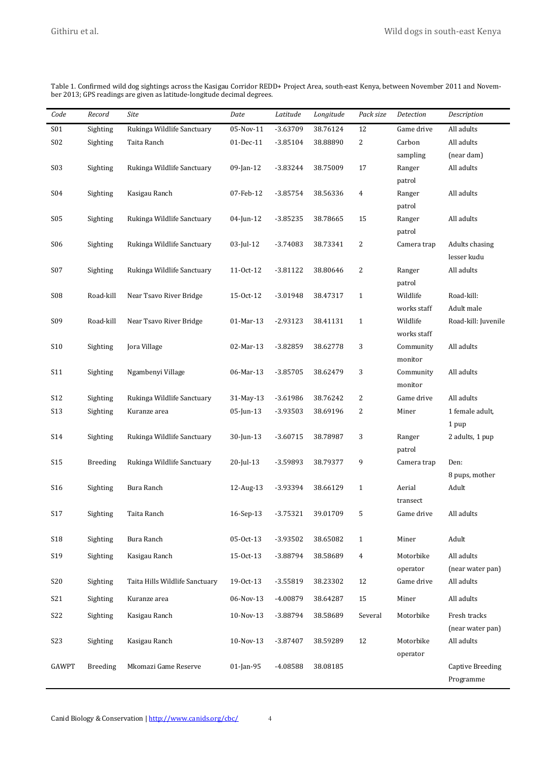Table 1. Confirmed wild dog sightings across the Kasigau Corridor REDD+ Project Area, south-east Kenya, between November 2011 and November 2013; GPS readings are given as latitude-longitude decimal degrees.

| *Code* | *Record* | *Site* | *Date* | *Latitude* | *Longitude* | *Pack size* | *Detection* | *Description* |
|---|---|---|---|---|---|---|---|---|
| S01 | Sighting | Rukinga Wildlife Sanctuary | 05-Nov-11 | -3.63709 | 38.76124 | 12 | Game drive | All adults |
| S02 | Sighting | Taita Ranch | 01-Dec-11 | -3.85104 | 38.88890 | 2 | Carbon sampling | All adults (near dam) |
| S03 | Sighting | Rukinga Wildlife Sanctuary | 09-Jan-12 | -3.83244 | 38.75009 | 17 | Ranger patrol | All adults |
| S04 | Sighting | Kasigau Ranch | 07-Feb-12 | -3.85754 | 38.56336 | 4 | Ranger patrol | All adults |
| S05 | Sighting | Rukinga Wildlife Sanctuary | 04-Jun-12 | -3.85235 | 38.78665 | 15 | Ranger patrol | All adults |
| S06 | Sighting | Rukinga Wildlife Sanctuary | 03-Jul-12 | -3.74083 | 38.73341 | 2 | Camera trap | Adults chasing lesser kudu |
| S07 | Sighting | Rukinga Wildlife Sanctuary | 11-Oct-12 | -3.81122 | 38.80646 | 2 | Ranger patrol | All adults |
| S08 | Road-kill | Near Tsavo River Bridge | 15-Oct-12 | -3.01948 | 38.47317 | 1 | Wildlife works staff | Road-kill: Adult male |
| S09 | Road-kill | Near Tsavo River Bridge | 01-Mar-13 | -2.93123 | 38.41131 | 1 | Wildlife works staff | Road-kill: Juvenile |
| S10 | Sighting | Jora Village | 02-Mar-13 | -3.82859 | 38.62778 | 3 | Community monitor | All adults |
| S11 | Sighting | Ngambenyi Village | 06-Mar-13 | -3.85705 | 38.62479 | 3 | Community monitor | All adults |
| S12 | Sighting | Rukinga Wildlife Sanctuary | 31-May-13 | -3.61986 | 38.76242 | 2 | Game drive | All adults |
| S13 | Sighting | Kuranze area | 05-Jun-13 | -3.93503 | 38.69196 | 2 | Miner | 1 female adult, 1 pup |
| S14 | Sighting | Rukinga Wildlife Sanctuary | 30-Jun-13 | -3.60715 | 38.78987 | 3 | Ranger patrol | 2 adults, 1 pup |
| S15 | Breeding | Rukinga Wildlife Sanctuary | 20-Jul-13 | -3.59893 | 38.79377 | 9 | Camera trap | Den: 8 pups, mother |
| S16 | Sighting | Bura Ranch | 12-Aug-13 | -3.93394 | 38.66129 | 1 | Aerial transect | Adult |
| S17 | Sighting | Taita Ranch | 16-Sep-13 | -3.75321 | 39.01709 | 5 | Game drive | All adults |
| S18 | Sighting | Bura Ranch | 05-Oct-13 | -3.93502 | 38.65082 | 1 | Miner | Adult |
| S19 | Sighting | Kasigau Ranch | 15-Oct-13 | -3.88794 | 38.58689 | 4 | Motorbike operator | All adults (near water pan) |
| S20 | Sighting | Taita Hills Wildlife Sanctuary | 19-Oct-13 | -3.55819 | 38.23302 | 12 | Game drive | All adults |
| S21 | Sighting | Kuranze area | 06-Nov-13 | -4.00879 | 38.64287 | 15 | Miner | All adults |
| S22 | Sighting | Kasigau Ranch | 10-Nov-13 | -3.88794 | 38.58689 | Several | Motorbike | Fresh tracks (near water pan) |
| S23 | Sighting | Kasigau Ranch | 10-Nov-13 | -3.87407 | 38.59289 | 12 | Motorbike operator | All adults |
| GAWPT | Breeding | Mkomazi Game Reserve | 01-Jan-95 | -4.08588 | 38.08185 | | | Captive Breeding Programme |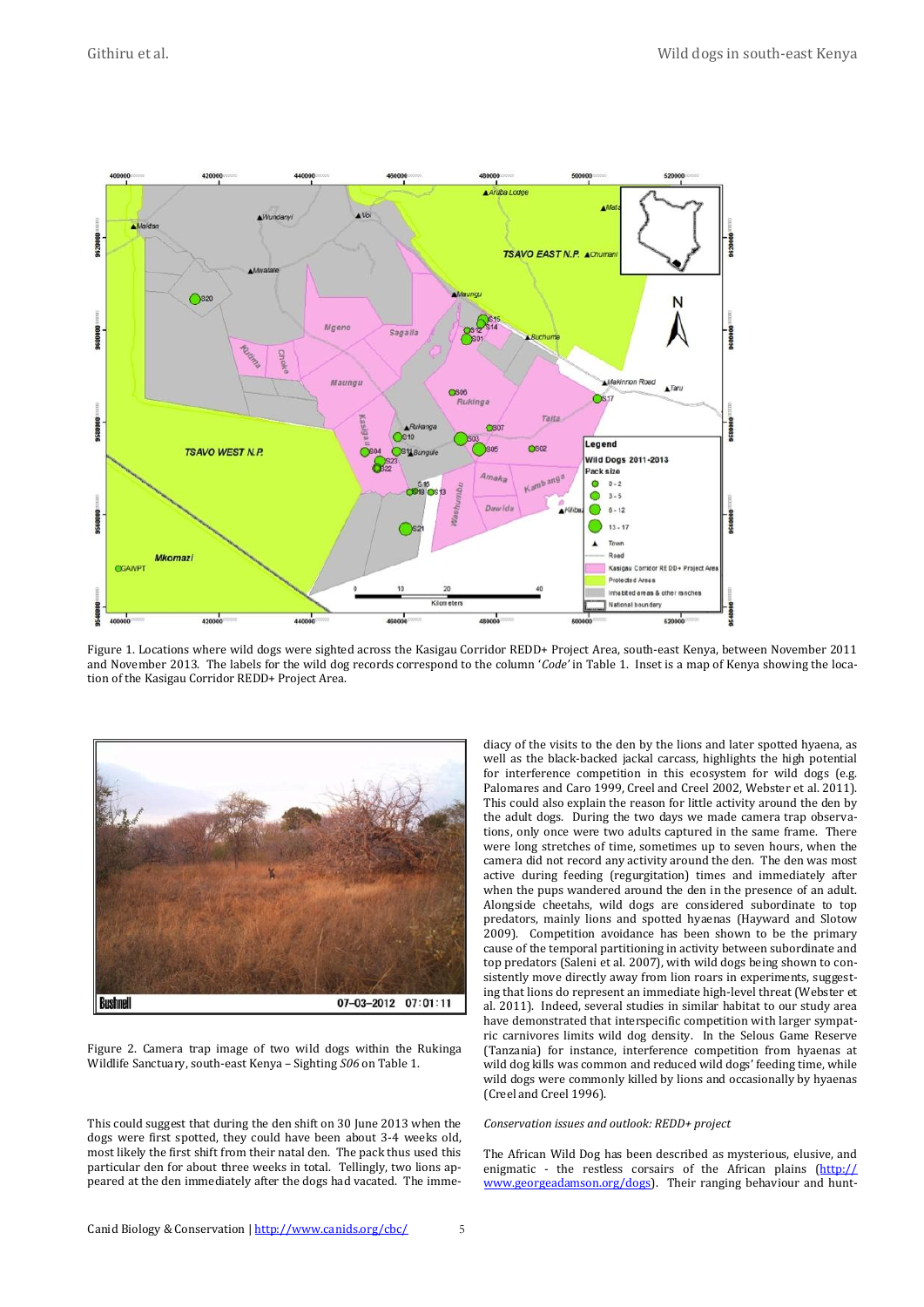Figure 1. Locations where wild dogs were sighted across the Kasigau Corridor REDD+ Project Area, south-east Kenya, between November 2011 and November 2013. The labels for the wild dog records correspond to the column '*Code*' in Table 1. Inset is a map of Kenya showing the location of the Kasigau Corridor REDD+ Project Area.

Figure 2. Camera trap image of two wild dogs within the Rukinga Wildlife Sanctuary, south-east Kenya – Sighting *S06* on Table 1.

This could suggest that during the den shift on 30 June 2013 when the dogs were first spotted, they could have been about 3-4 weeks old, most likely the first shift from their natal den. The pack thus used this particular den for about three weeks in total. Tellingly, two lions appeared at the den immediately after the dogs had vacated. The immediacy of the visits to the den by the lions and later spotted hyaena, as well as the black-backed jackal carcass, highlights the high potential for interference competition in this ecosystem for wild dogs (e.g. Palomares and Caro 1999, Creel and Creel 2002, Webster et al. 2011). This could also explain the reason for little activity around the den by the adult dogs. During the two days we made camera trap observations, only once were two adults captured in the same frame. There were long stretches of time, sometimes up to seven hours, when the camera did not record any activity around the den. The den was most active during feeding (regurgitation) times and immediately after when the pups wandered around the den in the presence of an adult. Alongside cheetahs, wild dogs are considered subordinate to top predators, mainly lions and spotted hyaenas (Hayward and Slotow 2009). Competition avoidance has been shown to be the primary cause of the temporal partitioning in activity between subordinate and top predators (Saleni et al. 2007), with wild dogs being shown to consistently move directly away from lion roars in experiments, suggesting that lions do represent an immediate high-level threat (Webster et al. 2011). Indeed, several studies in similar habitat to our study area have demonstrated that interspecific competition with larger sympatric carnivores limits wild dog density. In the Selous Game Reserve (Tanzania) for instance, interference competition from hyaenas at wild dog kills was common and reduced wild dogs' feeding time, while wild dogs were commonly killed by lions and occasionally by hyaenas (Creel and Creel 1996).

*Conservation issues and outlook: REDD+ project*

The African Wild Dog has been described as mysterious, elusive, and enigmatic - the restless corsairs of the African plains (http://www.georgeadamson.org/dogs). Their ranging behaviour and hunt-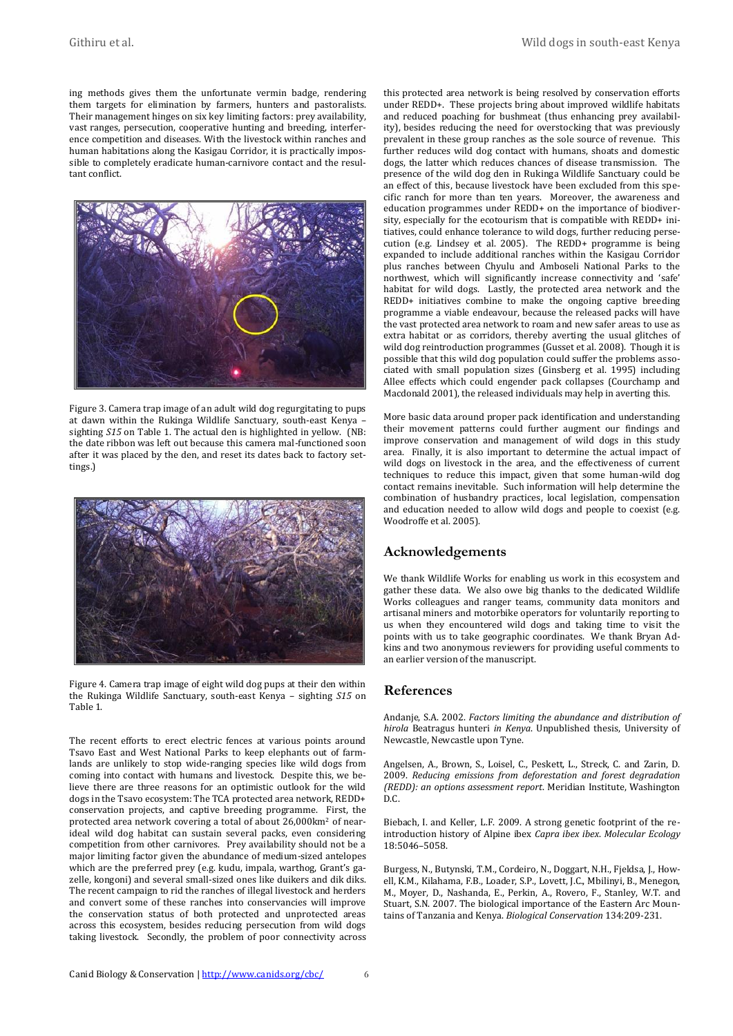ing methods gives them the unfortunate vermin badge, rendering them targets for elimination by farmers, hunters and pastoralists. Their management hinges on six key limiting factors: prey availability, vast ranges, persecution, cooperative hunting and breeding, interference competition and diseases. With the livestock within ranches and human habitations along the Kasigau Corridor, it is practically impossible to completely eradicate human-carnivore contact and the resultant conflict.

Figure 3. Camera trap image of an adult wild dog regurgitating to pups at dawn within the Rukinga Wildlife Sanctuary, south-east Kenya – sighting *S15* on Table 1. The actual den is highlighted in yellow. (NB: the date ribbon was left out because this camera mal-functioned soon after it was placed by the den, and reset its dates back to factory settings.)

Figure 4. Camera trap image of eight wild dog pups at their den within the Rukinga Wildlife Sanctuary, south-east Kenya – sighting *S15* on Table 1.

The recent efforts to erect electric fences at various points around Tsavo East and West National Parks to keep elephants out of farmlands are unlikely to stop wide-ranging species like wild dogs from coming into contact with humans and livestock. Despite this, we believe there are three reasons for an optimistic outlook for the wild dogs in the Tsavo ecosystem: The TCA protected area network, REDD+ conservation projects, and captive breeding programme. First, the protected area network covering a total of about 26,000km$^2$ of near-ideal wild dog habitat can sustain several packs, even considering competition from other carnivores. Prey availability should not be a major limiting factor given the abundance of medium-sized antelopes which are the preferred prey (e.g. kudu, impala, warthog, Grant's gazelle, kongoni) and several small-sized ones like duikers and dik diks. The recent campaign to rid the ranches of illegal livestock and herders and convert some of these ranches into conservancies will improve the conservation status of both protected and unprotected areas across this ecosystem, besides reducing persecution from wild dogs taking livestock. Secondly, the problem of poor connectivity across this protected area network is being resolved by conservation efforts under REDD+. These projects bring about improved wildlife habitats and reduced poaching for bushmeat (thus enhancing prey availability), besides reducing the need for overstocking that was previously prevalent in these group ranches as the sole source of revenue. This further reduces wild dog contact with humans, shoats and domestic dogs, the latter which reduces chances of disease transmission. The presence of the wild dog den in Rukinga Wildlife Sanctuary could be an effect of this, because livestock have been excluded from this specific ranch for more than ten years. Moreover, the awareness and education programmes under REDD+ on the importance of biodiversity, especially for the ecotourism that is compatible with REDD+ initiatives, could enhance tolerance to wild dogs, further reducing persecution (e.g. Lindsey et al. 2005). The REDD+ programme is being expanded to include additional ranches within the Kasigau Corridor plus ranches between Chyulu and Amboseli National Parks to the northwest, which will significantly increase connectivity and 'safe' habitat for wild dogs. Lastly, the protected area network and the REDD+ initiatives combine to make the ongoing captive breeding programme a viable endeavour, because the released packs will have the vast protected area network to roam and new safer areas to use as extra habitat or as corridors, thereby averting the usual glitches of wild dog reintroduction programmes (Gusset et al. 2008). Though it is possible that this wild dog population could suffer the problems associated with small population sizes (Ginsberg et al. 1995) including Allee effects which could engender pack collapses (Courchamp and Macdonald 2001), the released individuals may help in averting this.

More basic data around proper pack identification and understanding their movement patterns could further augment our findings and improve conservation and management of wild dogs in this study area. Finally, it is also important to determine the actual impact of wild dogs on livestock in the area, and the effectiveness of current techniques to reduce this impact, given that some human-wild dog contact remains inevitable. Such information will help determine the combination of husbandry practices, local legislation, compensation and education needed to allow wild dogs and people to coexist (e.g. Woodroffe et al. 2005).

## Acknowledgements

We thank Wildlife Works for enabling us work in this ecosystem and gather these data. We also owe big thanks to the dedicated Wildlife Works colleagues and ranger teams, community data monitors and artisanal miners and motorbike operators for voluntarily reporting to us when they encountered wild dogs and taking time to visit the points with us to take geographic coordinates. We thank Bryan Adkins and two anonymous reviewers for providing useful comments to an earlier version of the manuscript.

## References

Andanje, S.A. 2002. *Factors limiting the abundance and distribution of hirola* Beatragus hunteri *in Kenya*. Unpublished thesis, University of Newcastle, Newcastle upon Tyne.

Angelsen, A., Brown, S., Loisel, C., Peskett, L., Streck, C. and Zarin, D. 2009. *Reducing emissions from deforestation and forest degradation (REDD): an options assessment report*. Meridian Institute, Washington D.C.

Biebach, I. and Keller, L.F. 2009. A strong genetic footprint of the reintroduction history of Alpine ibex *Capra ibex ibex*. *Molecular Ecology* 18:5046–5058.

Burgess, N., Butynski, T.M., Cordeiro, N., Doggart, N.H., Fjeldsa, J., Howell, K.M., Kilahama, F.B., Loader, S.P., Lovett, J.C., Mbilinyi, B., Menegon, M., Moyer, D., Nashanda, E., Perkin, A., Rovero, F., Stanley, W.T. and Stuart, S.N. 2007. The biological importance of the Eastern Arc Mountains of Tanzania and Kenya. *Biological Conservation* 134:209-231.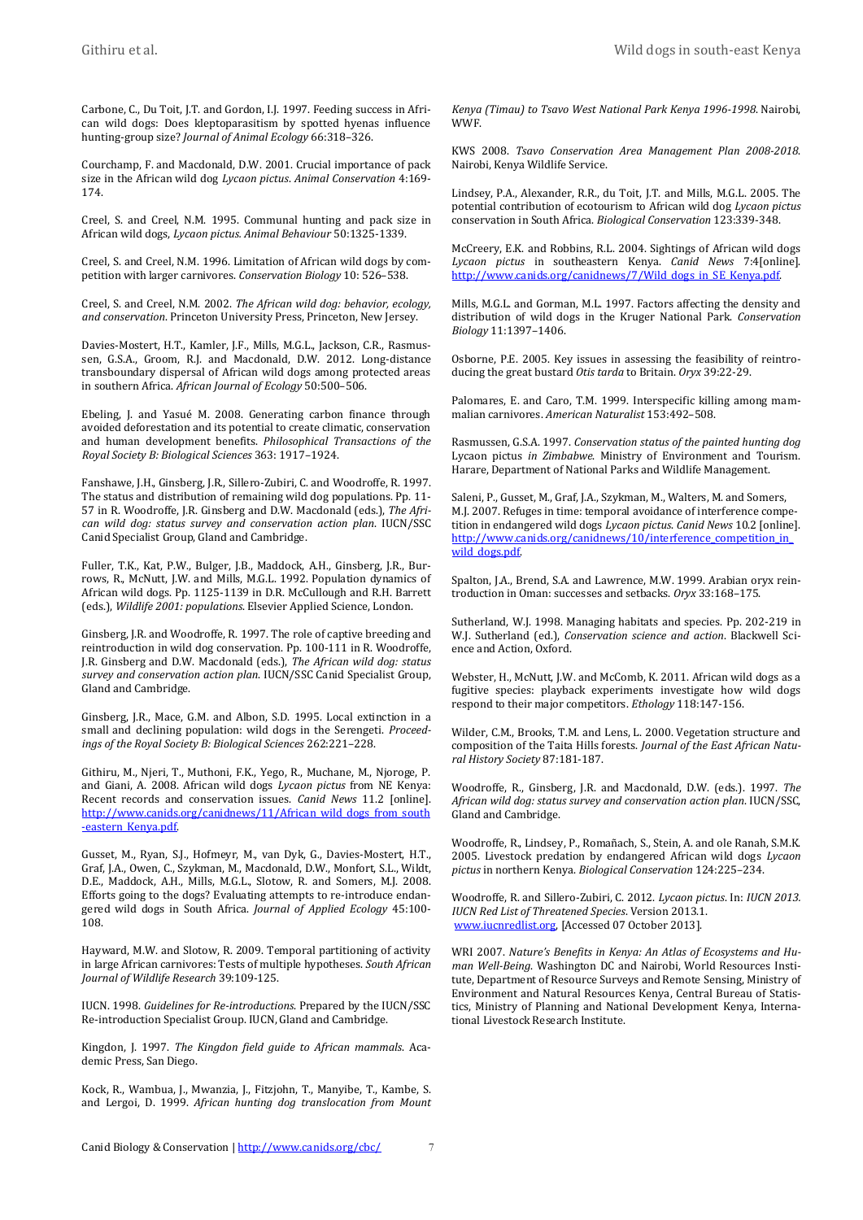Carbone, C., Du Toit, J.T. and Gordon, I.J. 1997. Feeding success in African wild dogs: Does kleptoparasitism by spotted hyenas influence hunting-group size? *Journal of Animal Ecology* 66:318–326.

Courchamp, F. and Macdonald, D.W. 2001. Crucial importance of pack size in the African wild dog *Lycaon pictus*. *Animal Conservation* 4:169-174.

Creel, S. and Creel, N.M. 1995. Communal hunting and pack size in African wild dogs, *Lycaon pictus*. *Animal Behaviour* 50:1325-1339.

Creel, S. and Creel, N.M. 1996. Limitation of African wild dogs by competition with larger carnivores. *Conservation Biology* 10: 526–538.

Creel, S. and Creel, N.M. 2002. *The African wild dog: behavior, ecology, and conservation*. Princeton University Press, Princeton, New Jersey.

Davies-Mostert, H.T., Kamler, J.F., Mills, M.G.L., Jackson, C.R., Rasmussen, G.S.A., Groom, R.J. and Macdonald, D.W. 2012. Long-distance transboundary dispersal of African wild dogs among protected areas in southern Africa. *African Journal of Ecology* 50:500–506.

Ebeling, J. and Yasué M. 2008. Generating carbon finance through avoided deforestation and its potential to create climatic, conservation and human development benefits. *Philosophical Transactions of the Royal Society B: Biological Sciences* 363: 1917–1924.

Fanshawe, J.H., Ginsberg, J.R., Sillero-Zubiri, C. and Woodroffe, R. 1997. The status and distribution of remaining wild dog populations. Pp. 11-57 in R. Woodroffe, J.R. Ginsberg and D.W. Macdonald (eds.), *The African wild dog: status survey and conservation action plan*. IUCN/SSC Canid Specialist Group, Gland and Cambridge.

Fuller, T.K., Kat, P.W., Bulger, J.B., Maddock, A.H., Ginsberg, J.R., Burrows, R., McNutt, J.W. and Mills, M.G.L. 1992. Population dynamics of African wild dogs. Pp. 1125-1139 in D.R. McCullough and R.H. Barrett (eds.), *Wildlife 2001: populations*. Elsevier Applied Science, London.

Ginsberg, J.R. and Woodroffe, R. 1997. The role of captive breeding and reintroduction in wild dog conservation. Pp. 100-111 in R. Woodroffe, J.R. Ginsberg and D.W. Macdonald (eds.), *The African wild dog: status survey and conservation action plan*. IUCN/SSC Canid Specialist Group, Gland and Cambridge.

Ginsberg, J.R., Mace, G.M. and Albon, S.D. 1995. Local extinction in a small and declining population: wild dogs in the Serengeti. *Proceedings of the Royal Society B: Biological Sciences* 262:221–228.

Githiru, M., Njeri, T., Muthoni, F.K., Yego, R., Muchane, M., Njoroge, P. and Giani, A. 2008. African wild dogs *Lycaon pictus* from NE Kenya: Recent records and conservation issues. *Canid News* 11.2 [online]. http://www.canids.org/canidnews/11/African_wild_dogs_from_south-eastern_Kenya.pdf.

Gusset, M., Ryan, S.J., Hofmeyr, M., van Dyk, G., Davies-Mostert, H.T., Graf, J.A., Owen, C., Szykman, M., Macdonald, D.W., Monfort, S.L., Wildt, D.E., Maddock, A.H., Mills, M.G.L., Slotow, R. and Somers, M.J. 2008. Efforts going to the dogs? Evaluating attempts to re-introduce endangered wild dogs in South Africa. *Journal of Applied Ecology* 45:100-108.

Hayward, M.W. and Slotow, R. 2009. Temporal partitioning of activity in large African carnivores: Tests of multiple hypotheses. *South African Journal of Wildlife Research* 39:109-125.

IUCN. 1998. *Guidelines for Re-introductions*. Prepared by the IUCN/SSC Re-introduction Specialist Group. IUCN, Gland and Cambridge.

Kingdon, J. 1997. *The Kingdon field guide to African mammals*. Academic Press, San Diego.

Kock, R., Wambua, J., Mwanzia, J., Fitzjohn, T., Manyibe, T., Kambe, S. and Lergoi, D. 1999. *African hunting dog translocation from Mount Kenya (Timau) to Tsavo West National Park Kenya 1996-1998*. Nairobi, WWF.

KWS 2008. *Tsavo Conservation Area Management Plan 2008-2018*. Nairobi, Kenya Wildlife Service.

Lindsey, P.A., Alexander, R.R., du Toit, J.T. and Mills, M.G.L. 2005. The potential contribution of ecotourism to African wild dog *Lycaon pictus* conservation in South Africa. *Biological Conservation* 123:339-348.

McCreery, E.K. and Robbins, R.L. 2004. Sightings of African wild dogs *Lycaon pictus* in southeastern Kenya. *Canid News* 7:4[online]. http://www.canids.org/canidnews/7/Wild_dogs_in_SE_Kenya.pdf.

Mills, M.G.L. and Gorman, M.L. 1997. Factors affecting the density and distribution of wild dogs in the Kruger National Park. *Conservation Biology* 11:1397–1406.

Osborne, P.E. 2005. Key issues in assessing the feasibility of reintroducing the great bustard *Otis tarda* to Britain. *Oryx* 39:22-29.

Palomares, E. and Caro, T.M. 1999. Interspecific killing among mammalian carnivores. *American Naturalist* 153:492–508.

Rasmussen, G.S.A. 1997. *Conservation status of the painted hunting dog* Lycaon pictus *in Zimbabwe*. Ministry of Environment and Tourism. Harare, Department of National Parks and Wildlife Management.

Saleni, P., Gusset, M., Graf, J.A., Szykman, M., Walters, M. and Somers, M.J. 2007. Refuges in time: temporal avoidance of interference competition in endangered wild dogs *Lycaon pictus*. *Canid News* 10.2 [online]. http://www.canids.org/canidnews/10/interference_competition_in_wild_dogs.pdf.

Spalton, J.A., Brend, S.A. and Lawrence, M.W. 1999. Arabian oryx reintroduction in Oman: successes and setbacks. *Oryx* 33:168–175.

Sutherland, W.J. 1998. Managing habitats and species. Pp. 202-219 in W.J. Sutherland (ed.), *Conservation science and action*. Blackwell Science and Action, Oxford.

Webster, H., McNutt, J.W. and McComb, K. 2011. African wild dogs as a fugitive species: playback experiments investigate how wild dogs respond to their major competitors. *Ethology* 118:147-156.

Wilder, C.M., Brooks, T.M. and Lens, L. 2000. Vegetation structure and composition of the Taita Hills forests. *Journal of the East African Natural History Society* 87:181-187.

Woodroffe, R., Ginsberg, J.R. and Macdonald, D.W. (eds.). 1997. *The African wild dog: status survey and conservation action plan*. IUCN/SSC, Gland and Cambridge.

Woodroffe, R., Lindsey, P., Romañach, S., Stein, A. and ole Ranah, S.M.K. 2005. Livestock predation by endangered African wild dogs *Lycaon pictus* in northern Kenya. *Biological Conservation* 124:225–234.

Woodroffe, R. and Sillero-Zubiri, C. 2012. *Lycaon pictus*. In: *IUCN 2013. IUCN Red List of Threatened Species*. Version 2013.1. www.iucnredlist.org, [Accessed 07 October 2013].

WRI 2007. *Nature's Benefits in Kenya: An Atlas of Ecosystems and Human Well-Being*. Washington DC and Nairobi, World Resources Institute, Department of Resource Surveys and Remote Sensing, Ministry of Environment and Natural Resources Kenya, Central Bureau of Statistics, Ministry of Planning and National Development Kenya, International Livestock Research Institute.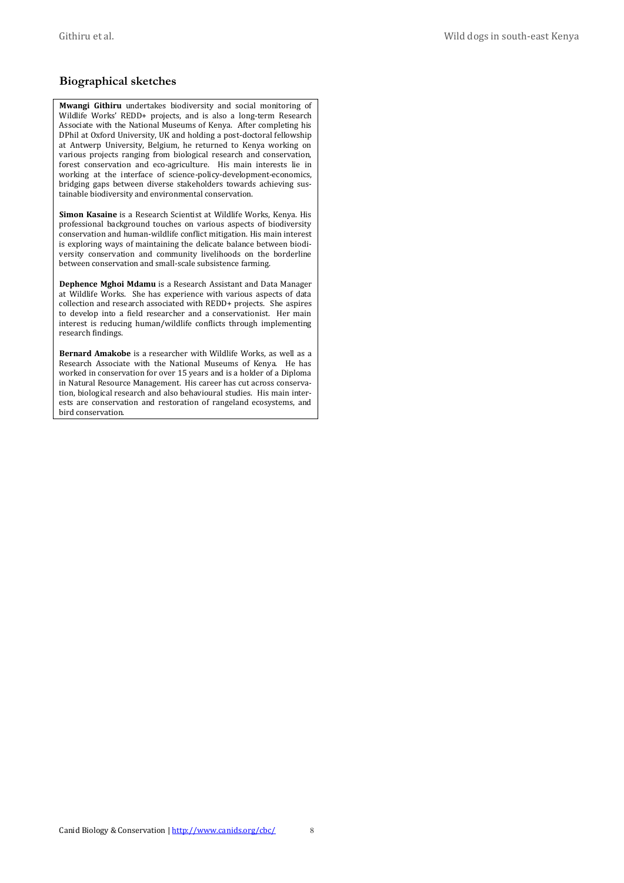## Biographical sketches

**Mwangi Githiru** undertakes biodiversity and social monitoring of Wildlife Works' REDD+ projects, and is also a long-term Research Associate with the National Museums of Kenya. After completing his DPhil at Oxford University, UK and holding a post-doctoral fellowship at Antwerp University, Belgium, he returned to Kenya working on various projects ranging from biological research and conservation, forest conservation and eco-agriculture. His main interests lie in working at the interface of science-policy-development-economics, bridging gaps between diverse stakeholders towards achieving sustainable biodiversity and environmental conservation.

**Simon Kasaine** is a Research Scientist at Wildlife Works, Kenya. His professional background touches on various aspects of biodiversity conservation and human-wildlife conflict mitigation. His main interest is exploring ways of maintaining the delicate balance between biodiversity conservation and community livelihoods on the borderline between conservation and small-scale subsistence farming.

**Dephence Mghoi Mdamu** is a Research Assistant and Data Manager at Wildlife Works. She has experience with various aspects of data collection and research associated with REDD+ projects. She aspires to develop into a field researcher and a conservationist. Her main interest is reducing human/wildlife conflicts through implementing research findings.

**Bernard Amakobe** is a researcher with Wildlife Works, as well as a Research Associate with the National Museums of Kenya. He has worked in conservation for over 15 years and is a holder of a Diploma in Natural Resource Management. His career has cut across conservation, biological research and also behavioural studies. His main interests are conservation and restoration of rangeland ecosystems, and bird conservation.